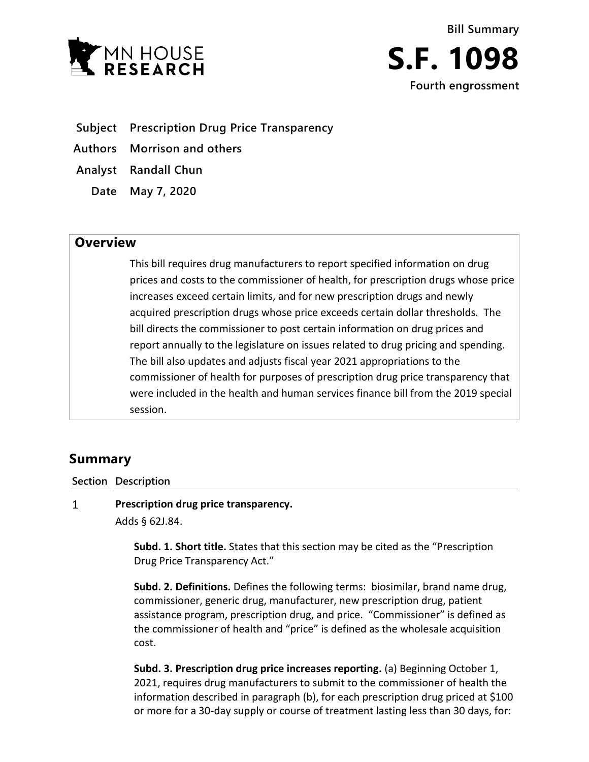Bill Summary

# S.F. 1098

Fourth engrossment

**Subject** Prescription Drug Price Transparency

**Authors** Morrison and others

**Analyst** Randall Chun

**Date** May 7, 2020

## Overview

This bill requires drug manufacturers to report specified information on drug prices and costs to the commissioner of health, for prescription drugs whose price increases exceed certain limits, and for new prescription drugs and newly acquired prescription drugs whose price exceeds certain dollar thresholds. The bill directs the commissioner to post certain information on drug prices and report annually to the legislature on issues related to drug pricing and spending. The bill also updates and adjusts fiscal year 2021 appropriations to the commissioner of health for purposes of prescription drug price transparency that were included in the health and human services finance bill from the 2019 special session.

## Summary

| Section | Description |
|---|---|

**1** **Prescription drug price transparency.**

Adds § 62J.84.

**Subd. 1. Short title.** States that this section may be cited as the "Prescription Drug Price Transparency Act."

**Subd. 2. Definitions.** Defines the following terms: biosimilar, brand name drug, commissioner, generic drug, manufacturer, new prescription drug, patient assistance program, prescription drug, and price. "Commissioner" is defined as the commissioner of health and "price" is defined as the wholesale acquisition cost.

**Subd. 3. Prescription drug price increases reporting.** (a) Beginning October 1, 2021, requires drug manufacturers to submit to the commissioner of health the information described in paragraph (b), for each prescription drug priced at $100 or more for a 30-day supply or course of treatment lasting less than 30 days, for: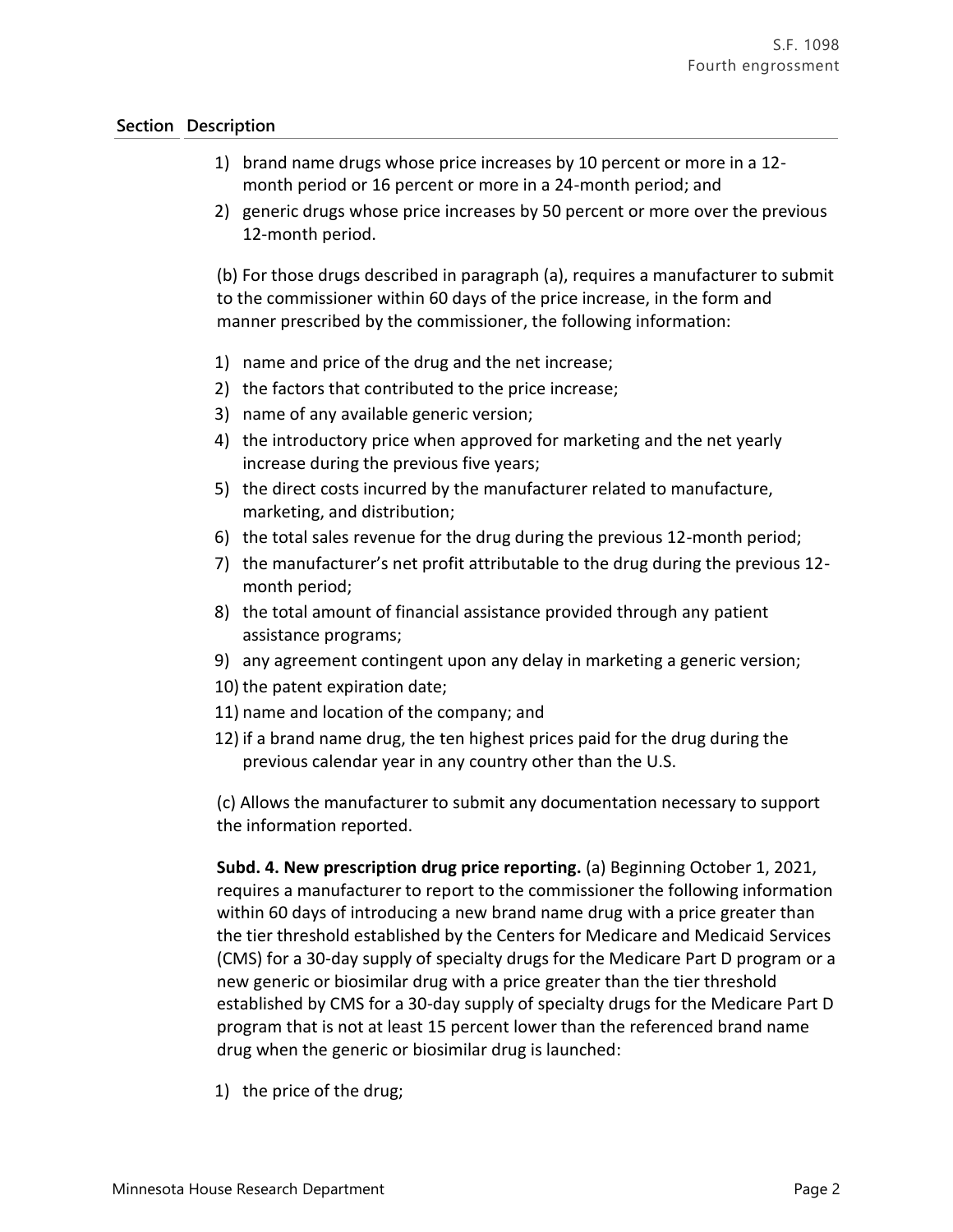**Section Description**

1) brand name drugs whose price increases by 10 percent or more in a 12-month period or 16 percent or more in a 24-month period; and
2) generic drugs whose price increases by 50 percent or more over the previous 12-month period.

(b) For those drugs described in paragraph (a), requires a manufacturer to submit to the commissioner within 60 days of the price increase, in the form and manner prescribed by the commissioner, the following information:

1) name and price of the drug and the net increase;
2) the factors that contributed to the price increase;
3) name of any available generic version;
4) the introductory price when approved for marketing and the net yearly increase during the previous five years;
5) the direct costs incurred by the manufacturer related to manufacture, marketing, and distribution;
6) the total sales revenue for the drug during the previous 12-month period;
7) the manufacturer's net profit attributable to the drug during the previous 12-month period;
8) the total amount of financial assistance provided through any patient assistance programs;
9) any agreement contingent upon any delay in marketing a generic version;
10) the patent expiration date;
11) name and location of the company; and
12) if a brand name drug, the ten highest prices paid for the drug during the previous calendar year in any country other than the U.S.

(c) Allows the manufacturer to submit any documentation necessary to support the information reported.

**Subd. 4. New prescription drug price reporting.** (a) Beginning October 1, 2021, requires a manufacturer to report to the commissioner the following information within 60 days of introducing a new brand name drug with a price greater than the tier threshold established by the Centers for Medicare and Medicaid Services (CMS) for a 30-day supply of specialty drugs for the Medicare Part D program or a new generic or biosimilar drug with a price greater than the tier threshold established by CMS for a 30-day supply of specialty drugs for the Medicare Part D program that is not at least 15 percent lower than the referenced brand name drug when the generic or biosimilar drug is launched:

1) the price of the drug;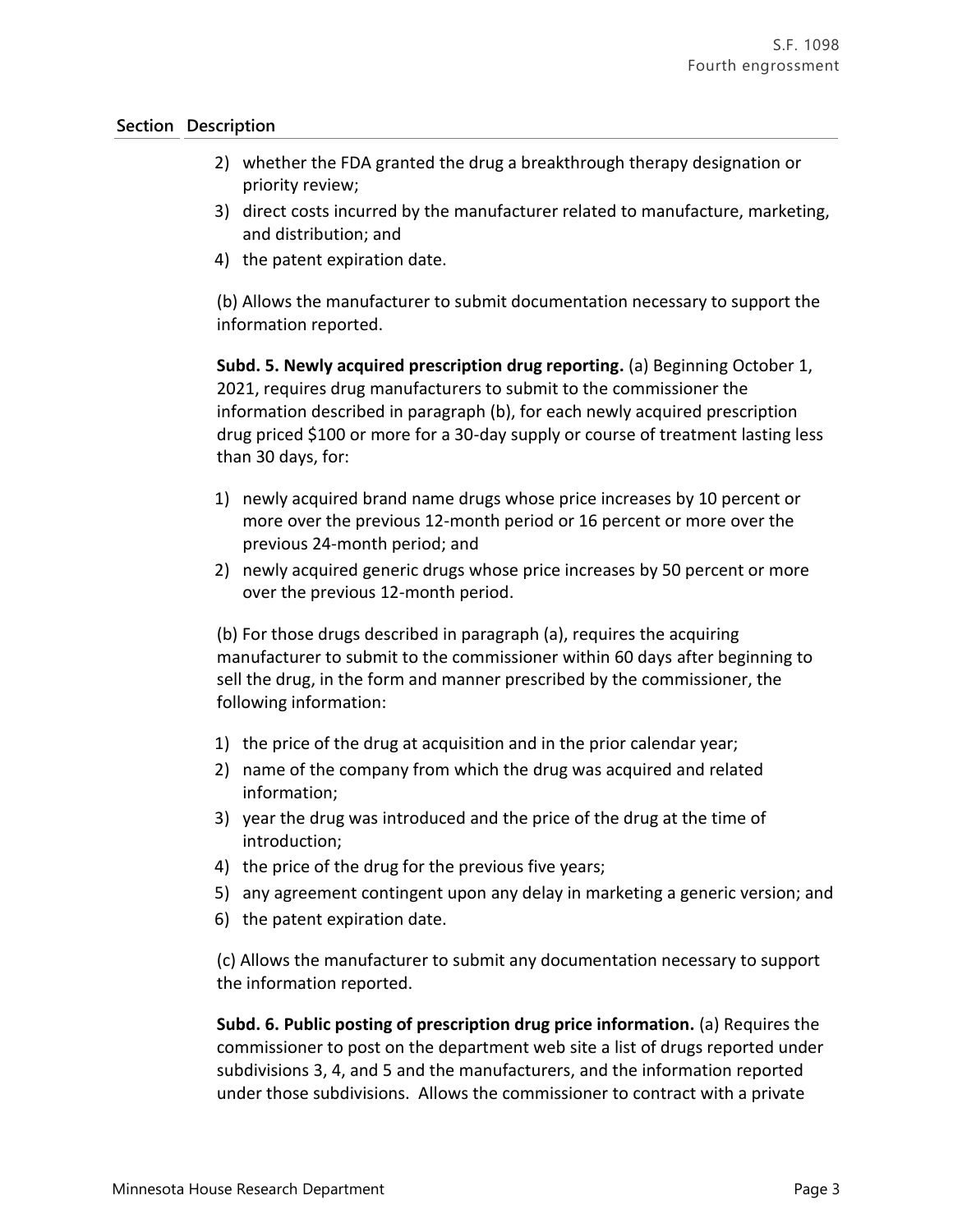**Section Description**

2) whether the FDA granted the drug a breakthrough therapy designation or priority review;
3) direct costs incurred by the manufacturer related to manufacture, marketing, and distribution; and
4) the patent expiration date.

(b) Allows the manufacturer to submit documentation necessary to support the information reported.

**Subd. 5. Newly acquired prescription drug reporting.** (a) Beginning October 1, 2021, requires drug manufacturers to submit to the commissioner the information described in paragraph (b), for each newly acquired prescription drug priced $100 or more for a 30-day supply or course of treatment lasting less than 30 days, for:

1) newly acquired brand name drugs whose price increases by 10 percent or more over the previous 12-month period or 16 percent or more over the previous 24-month period; and
2) newly acquired generic drugs whose price increases by 50 percent or more over the previous 12-month period.

(b) For those drugs described in paragraph (a), requires the acquiring manufacturer to submit to the commissioner within 60 days after beginning to sell the drug, in the form and manner prescribed by the commissioner, the following information:

1) the price of the drug at acquisition and in the prior calendar year;
2) name of the company from which the drug was acquired and related information;
3) year the drug was introduced and the price of the drug at the time of introduction;
4) the price of the drug for the previous five years;
5) any agreement contingent upon any delay in marketing a generic version; and
6) the patent expiration date.

(c) Allows the manufacturer to submit any documentation necessary to support the information reported.

**Subd. 6. Public posting of prescription drug price information.** (a) Requires the commissioner to post on the department web site a list of drugs reported under subdivisions 3, 4, and 5 and the manufacturers, and the information reported under those subdivisions. Allows the commissioner to contract with a private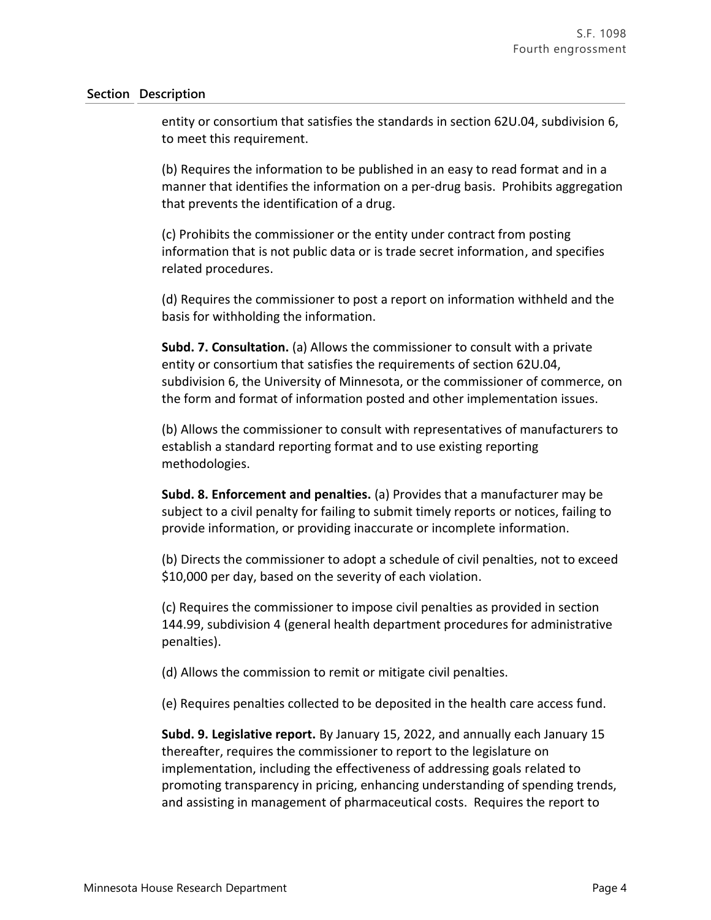| Section | Description |
|---|---|
| | entity or consortium that satisfies the standards in section 62U.04, subdivision 6, to meet this requirement.<br><br>(b) Requires the information to be published in an easy to read format and in a manner that identifies the information on a per-drug basis. Prohibits aggregation that prevents the identification of a drug.<br><br>(c) Prohibits the commissioner or the entity under contract from posting information that is not public data or is trade secret information, and specifies related procedures.<br><br>(d) Requires the commissioner to post a report on information withheld and the basis for withholding the information.<br><br>**Subd. 7. Consultation.** (a) Allows the commissioner to consult with a private entity or consortium that satisfies the requirements of section 62U.04, subdivision 6, the University of Minnesota, or the commissioner of commerce, on the form and format of information posted and other implementation issues.<br><br>(b) Allows the commissioner to consult with representatives of manufacturers to establish a standard reporting format and to use existing reporting methodologies.<br><br>**Subd. 8. Enforcement and penalties.** (a) Provides that a manufacturer may be subject to a civil penalty for failing to submit timely reports or notices, failing to provide information, or providing inaccurate or incomplete information.<br><br>(b) Directs the commissioner to adopt a schedule of civil penalties, not to exceed $10,000 per day, based on the severity of each violation.<br><br>(c) Requires the commissioner to impose civil penalties as provided in section 144.99, subdivision 4 (general health department procedures for administrative penalties).<br><br>(d) Allows the commission to remit or mitigate civil penalties.<br><br>(e) Requires penalties collected to be deposited in the health care access fund.<br><br>**Subd. 9. Legislative report.** By January 15, 2022, and annually each January 15 thereafter, requires the commissioner to report to the legislature on implementation, including the effectiveness of addressing goals related to promoting transparency in pricing, enhancing understanding of spending trends, and assisting in management of pharmaceutical costs. Requires the report to |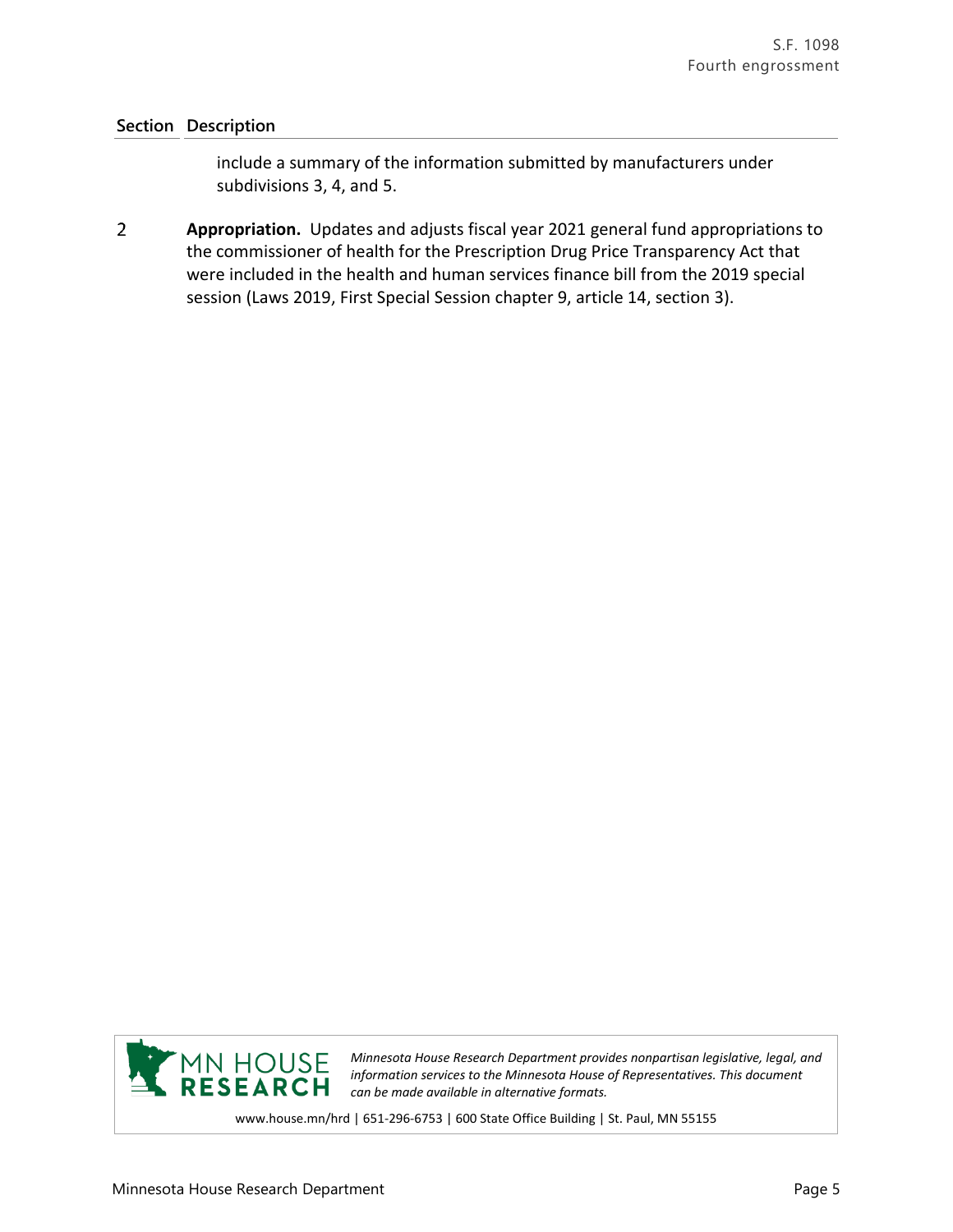| Section | Description |
|---|---|
| | include a summary of the information submitted by manufacturers under subdivisions 3, 4, and 5. |
| 2 | **Appropriation.** Updates and adjusts fiscal year 2021 general fund appropriations to the commissioner of health for the Prescription Drug Price Transparency Act that were included in the health and human services finance bill from the 2019 special session (Laws 2019, First Special Session chapter 9, article 14, section 3). |

MN HOUSE RESEARCH

*Minnesota House Research Department provides nonpartisan legislative, legal, and information services to the Minnesota House of Representatives. This document can be made available in alternative formats.*

www.house.mn/hrd | 651-296-6753 | 600 State Office Building | St. Paul, MN 55155